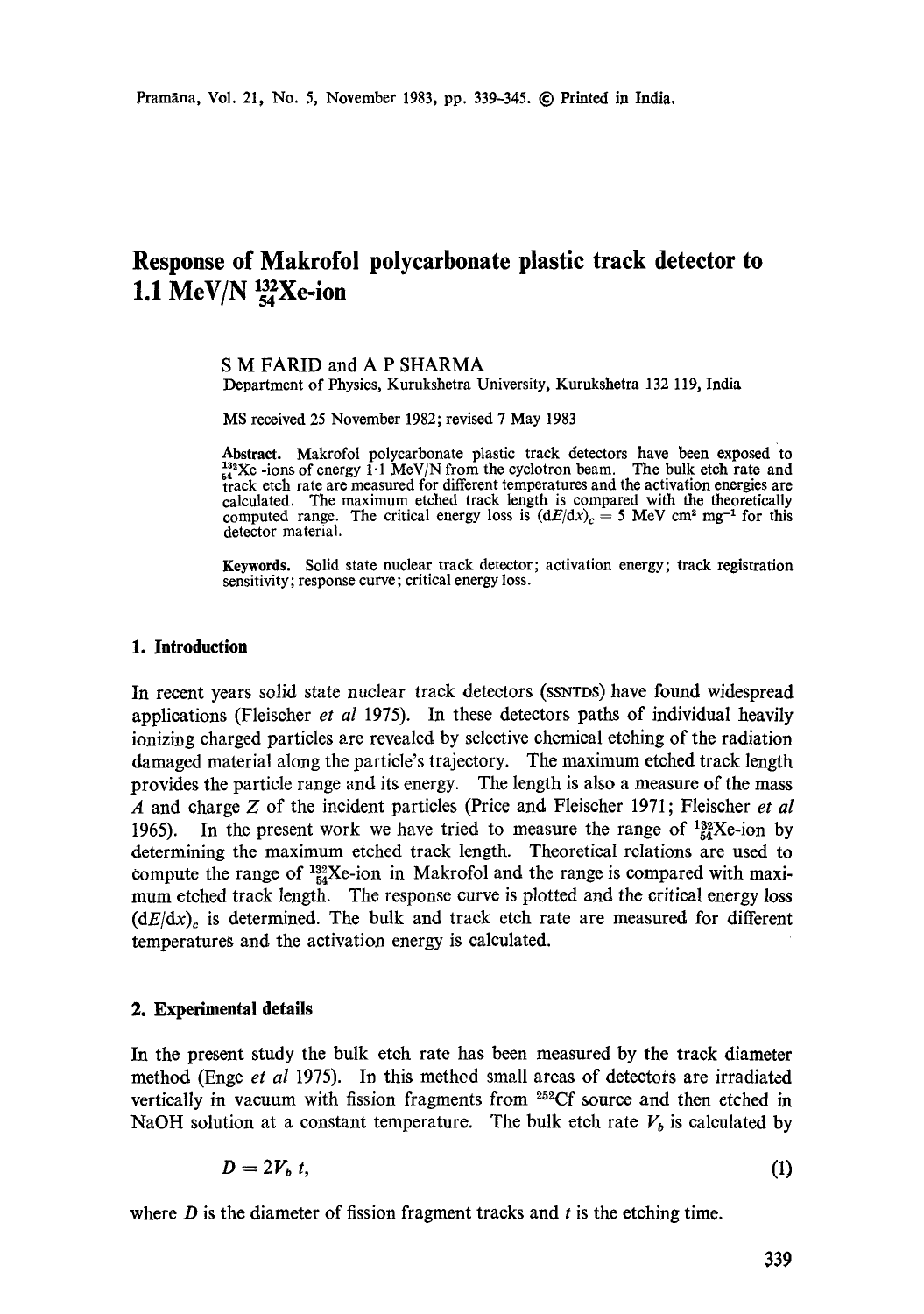# Response of Makrofol polycarbonate plastic track detector to 1.1 MeV/N $^{132}_{54}$Xe-ion

S M FARID and A P SHARMA

Department of Physics, Kurukshetra University, Kurukshetra 132 119, India

MS received 25 November 1982; revised 7 May 1983

**Abstract.** Makrofol polycarbonate plastic track detectors have been exposed to $^{132}_{54}$Xe -ions of energy 1·1 MeV/N from the cyclotron beam. The bulk etch rate and track etch rate are measured for different temperatures and the activation energies are calculated. The maximum etched track length is compared with the theoretically computed range. The critical energy loss is $(dE/dx)_c = 5$ MeV cm$^2$ mg$^{-1}$ for this detector material.

**Keywords.** Solid state nuclear track detector; activation energy; track registration sensitivity; response curve; critical energy loss.

## 1. Introduction

In recent years solid state nuclear track detectors (SSNTDS) have found widespread applications (Fleischer *et al* 1975). In these detectors paths of individual heavily ionizing charged particles are revealed by selective chemical etching of the radiation damaged material along the particle's trajectory. The maximum etched track length provides the particle range and its energy. The length is also a measure of the mass $A$ and charge $Z$ of the incident particles (Price and Fleischer 1971; Fleischer *et al* 1965). In the present work we have tried to measure the range of $^{132}_{54}$Xe-ion by determining the maximum etched track length. Theoretical relations are used to compute the range of $^{132}_{54}$Xe-ion in Makrofol and the range is compared with maximum etched track length. The response curve is plotted and the critical energy loss $(dE/dx)_c$ is determined. The bulk and track etch rate are measured for different temperatures and the activation energy is calculated.

## 2. Experimental details

In the present study the bulk etch rate has been measured by the track diameter method (Enge *et al* 1975). In this method small areas of detectors are irradiated vertically in vacuum with fission fragments from $^{252}$Cf source and then etched in NaOH solution at a constant temperature. The bulk etch rate $V_b$ is calculated by

$$D = 2V_b\, t, \tag{1}$$

where $D$ is the diameter of fission fragment tracks and $t$ is the etching time.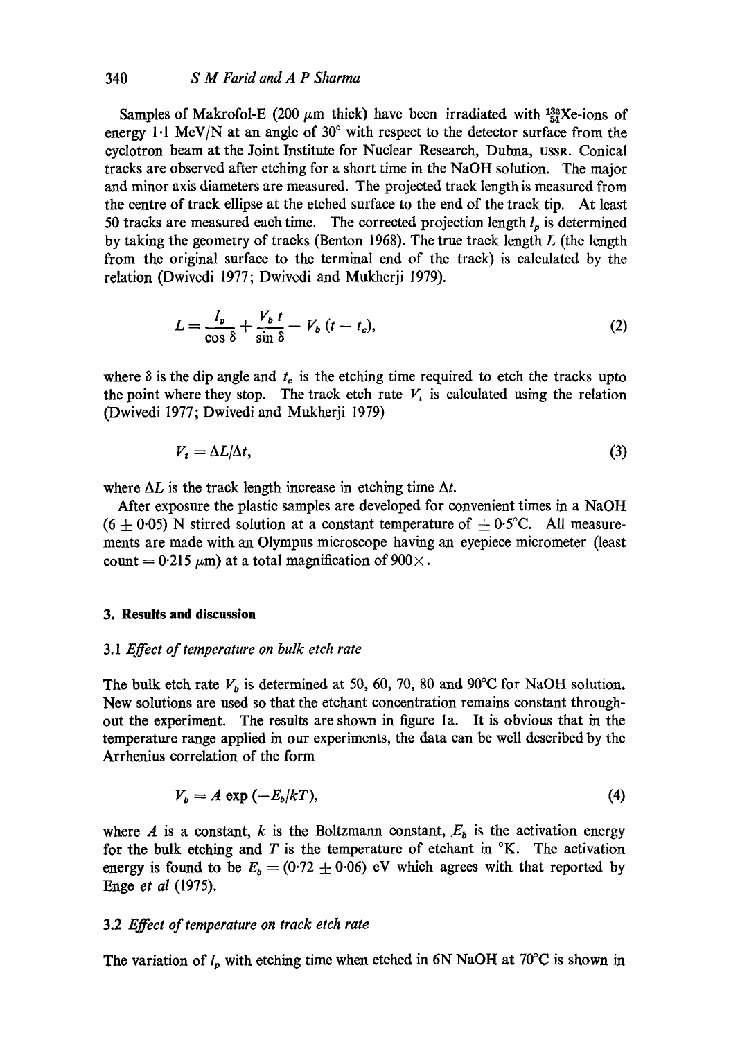Samples of Makrofol-E (200 $\mu$m thick) have been irradiated with $^{132}_{54}$Xe-ions of energy 1·1 MeV/N at an angle of 30° with respect to the detector surface from the cyclotron beam at the Joint Institute for Nuclear Research, Dubna, USSR. Conical tracks are observed after etching for a short time in the NaOH solution. The major and minor axis diameters are measured. The projected track length is measured from the centre of track ellipse at the etched surface to the end of the track tip. At least 50 tracks are measured each time. The corrected projection length $l_p$ is determined by taking the geometry of tracks (Benton 1968). The true track length $L$ (the length from the original surface to the terminal end of the track) is calculated by the relation (Dwivedi 1977; Dwivedi and Mukherji 1979).

$$L = \frac{l_p}{\cos \delta} + \frac{V_b\, t}{\sin \delta} - V_b\,(t - t_c), \tag{2}$$

where $\delta$ is the dip angle and $t_c$ is the etching time required to etch the tracks upto the point where they stop. The track etch rate $V_t$ is calculated using the relation (Dwivedi 1977; Dwivedi and Mukherji 1979)

$$V_t = \Delta L / \Delta t, \tag{3}$$

where $\Delta L$ is the track length increase in etching time $\Delta t$.

After exposure the plastic samples are developed for convenient times in a NaOH (6 ± 0·05) N stirred solution at a constant temperature of ± 0·5°C. All measurements are made with an Olympus microscope having an eyepiece micrometer (least count = 0·215 $\mu$m) at a total magnification of 900×.

## 3. Results and discussion

### 3.1 *Effect of temperature on bulk etch rate*

The bulk etch rate $V_b$ is determined at 50, 60, 70, 80 and 90°C for NaOH solution. New solutions are used so that the etchant concentration remains constant throughout the experiment. The results are shown in figure 1a. It is obvious that in the temperature range applied in our experiments, the data can be well described by the Arrhenius correlation of the form

$$V_b = A \exp\,(-E_b/kT), \tag{4}$$

where $A$ is a constant, $k$ is the Boltzmann constant, $E_b$ is the activation energy for the bulk etching and $T$ is the temperature of etchant in °K. The activation energy is found to be $E_b = (0{\cdot}72 \pm 0{\cdot}06)$ eV which agrees with that reported by Enge *et al* (1975).

### 3.2 *Effect of temperature on track etch rate*

The variation of $l_p$ with etching time when etched in 6N NaOH at 70°C is shown in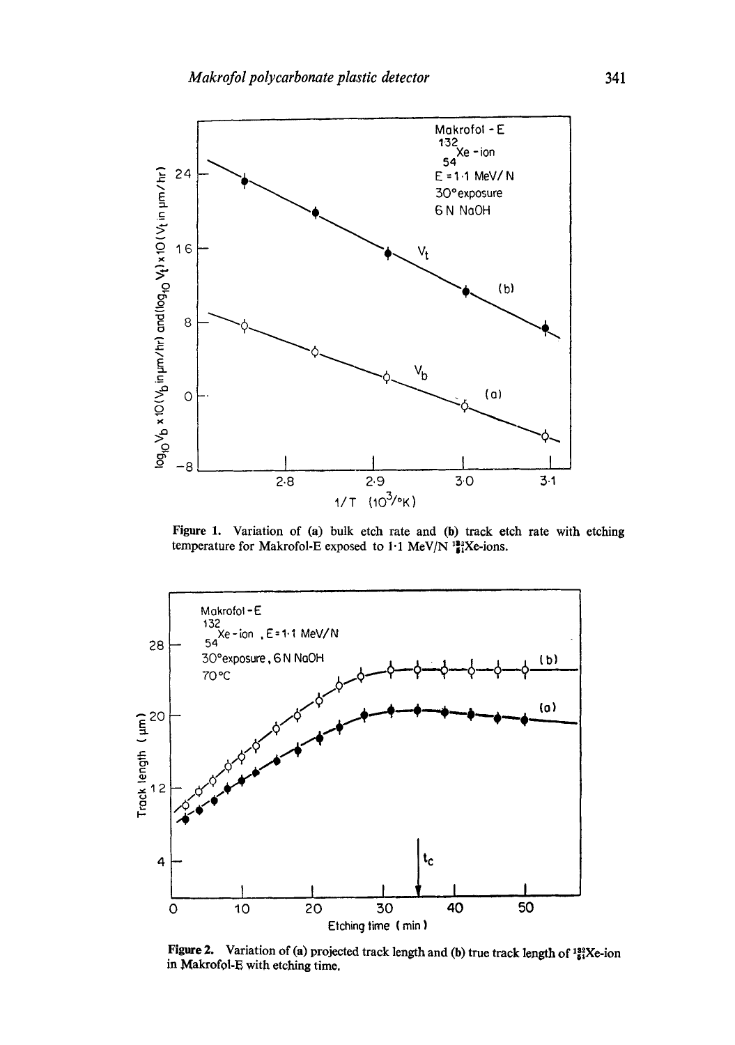Figure 1. Variation of (a) bulk etch rate and (b) track etch rate with etching temperature for Makrofol-E exposed to 1·1 MeV/N $^{132}_{54}$Xe-ions.

Figure 2. Variation of (a) projected track length and (b) true track length of $^{132}_{54}$Xe-ion in Makrofol-E with etching time.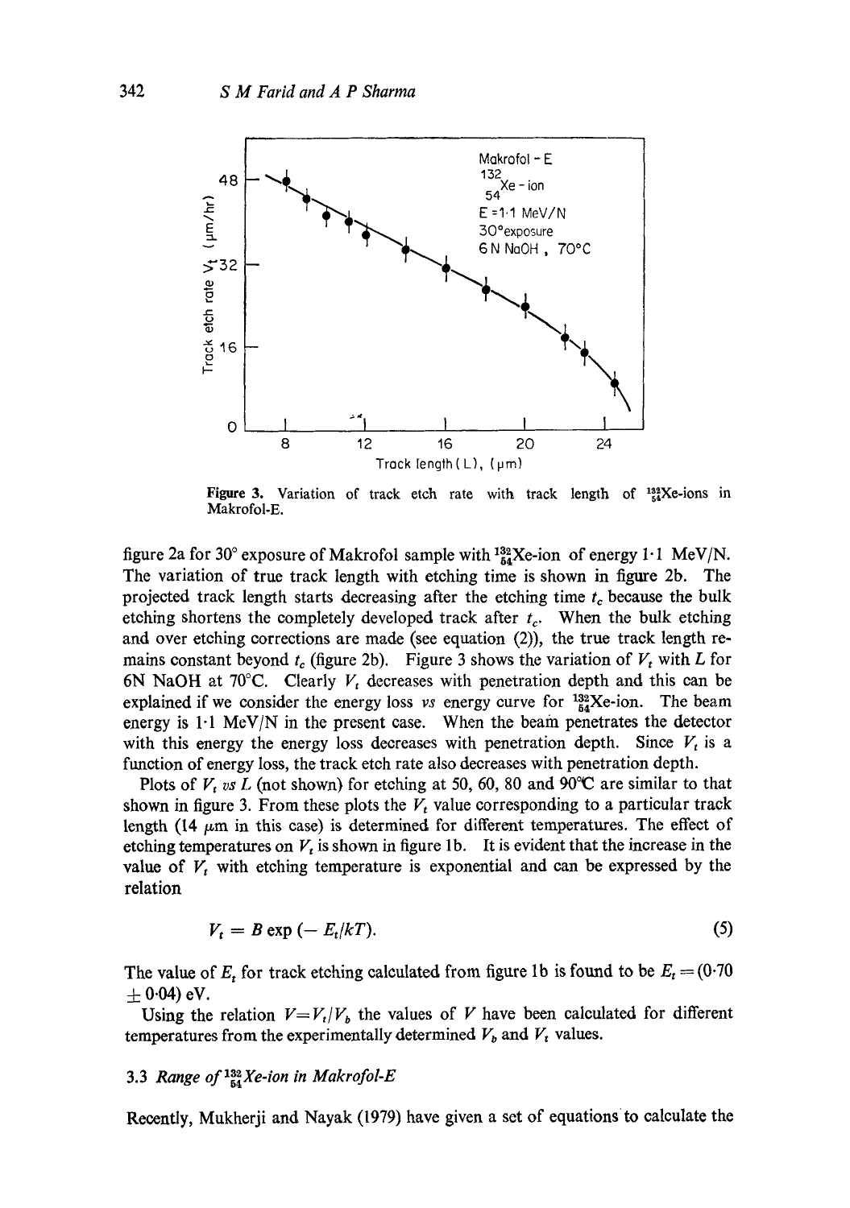Figure 3. Variation of track etch rate with track length of $^{132}_{54}$Xe-ions in Makrofol-E.

figure 2a for 30° exposure of Makrofol sample with $^{132}_{54}$Xe-ion of energy 1·1 MeV/N. The variation of true track length with etching time is shown in figure 2b. The projected track length starts decreasing after the etching time $t_c$ because the bulk etching shortens the completely developed track after $t_c$. When the bulk etching and over etching corrections are made (see equation (2)), the true track length remains constant beyond $t_c$ (figure 2b). Figure 3 shows the variation of $V_t$ with $L$ for 6N NaOH at 70°C. Clearly $V_t$ decreases with penetration depth and this can be explained if we consider the energy loss *vs* energy curve for $^{132}_{54}$Xe-ion. The beam energy is 1·1 MeV/N in the present case. When the beam penetrates the detector with this energy the energy loss decreases with penetration depth. Since $V_t$ is a function of energy loss, the track etch rate also decreases with penetration depth.

Plots of $V_t$ *vs* $L$ (not shown) for etching at 50, 60, 80 and 90°C are similar to that shown in figure 3. From these plots the $V_t$ value corresponding to a particular track length (14 $\mu$m in this case) is determined for different temperatures. The effect of etching temperatures on $V_t$ is shown in figure 1b. It is evident that the increase in the value of $V_t$ with etching temperature is exponential and can be expressed by the relation

$$V_t = B \exp(-E_t/kT). \tag{5}$$

The value of $E_t$ for track etching calculated from figure 1b is found to be $E_t = (0{\cdot}70 \pm 0{\cdot}04)$ eV.

Using the relation $V = V_t/V_b$ the values of $V$ have been calculated for different temperatures from the experimentally determined $V_b$ and $V_t$ values.

### 3.3 *Range of* $^{132}_{54}$*Xe-ion in Makrofol-E*

Recently, Mukherji and Nayak (1979) have given a set of equations to calculate the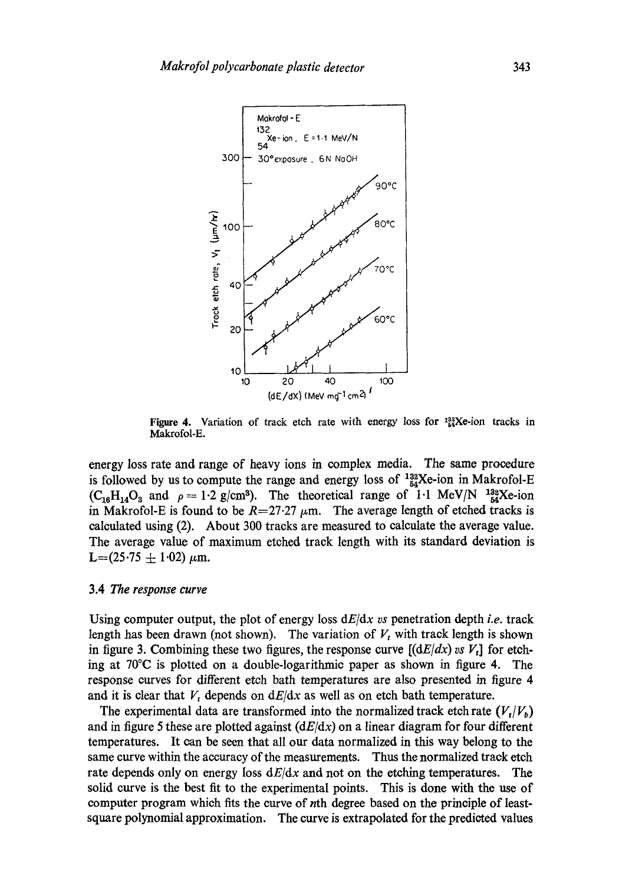**Figure 4.** Variation of track etch rate with energy loss for $^{132}_{54}$Xe-ion tracks in Makrofol-E.

energy loss rate and range of heavy ions in complex media. The same procedure is followed by us to compute the range and energy loss of $^{132}_{54}$Xe-ion in Makrofol-E ($C_{16}H_{14}O_3$ and $\rho = 1{\cdot}2$ g/cm$^3$). The theoretical range of 1·1 MeV/N $^{132}_{54}$Xe-ion in Makrofol-E is found to be $R$=27·27 $\mu$m. The average length of etched tracks is calculated using (2). About 300 tracks are measured to calculate the average value. The average value of maximum etched track length with its standard deviation is L=(25·75 $\pm$ 1·02) $\mu$m.

### 3.4 *The response curve*

Using computer output, the plot of energy loss d$E$/d$x$ *vs* penetration depth *i.e.* track length has been drawn (not shown). The variation of $V_t$ with track length is shown in figure 3. Combining these two figures, the response curve [(d$E$/d$x$) *vs* $V_t$] for etching at 70°C is plotted on a double-logarithmic paper as shown in figure 4. The response curves for different etch bath temperatures are also presented in figure 4 and it is clear that $V_t$ depends on d$E$/d$x$ as well as on etch bath temperature.

The experimental data are transformed into the normalized track etch rate ($V_t/V_b$) and in figure 5 these are plotted against (d$E$/d$x$) on a linear diagram for four different temperatures. It can be seen that all our data normalized in this way belong to the same curve within the accuracy of the measurements. Thus the normalized track etch rate depends only on energy loss d$E$/d$x$ and not on the etching temperatures. The solid curve is the best fit to the experimental points. This is done with the use of computer program which fits the curve of $n$th degree based on the principle of least-square polynomial approximation. The curve is extrapolated for the predicted values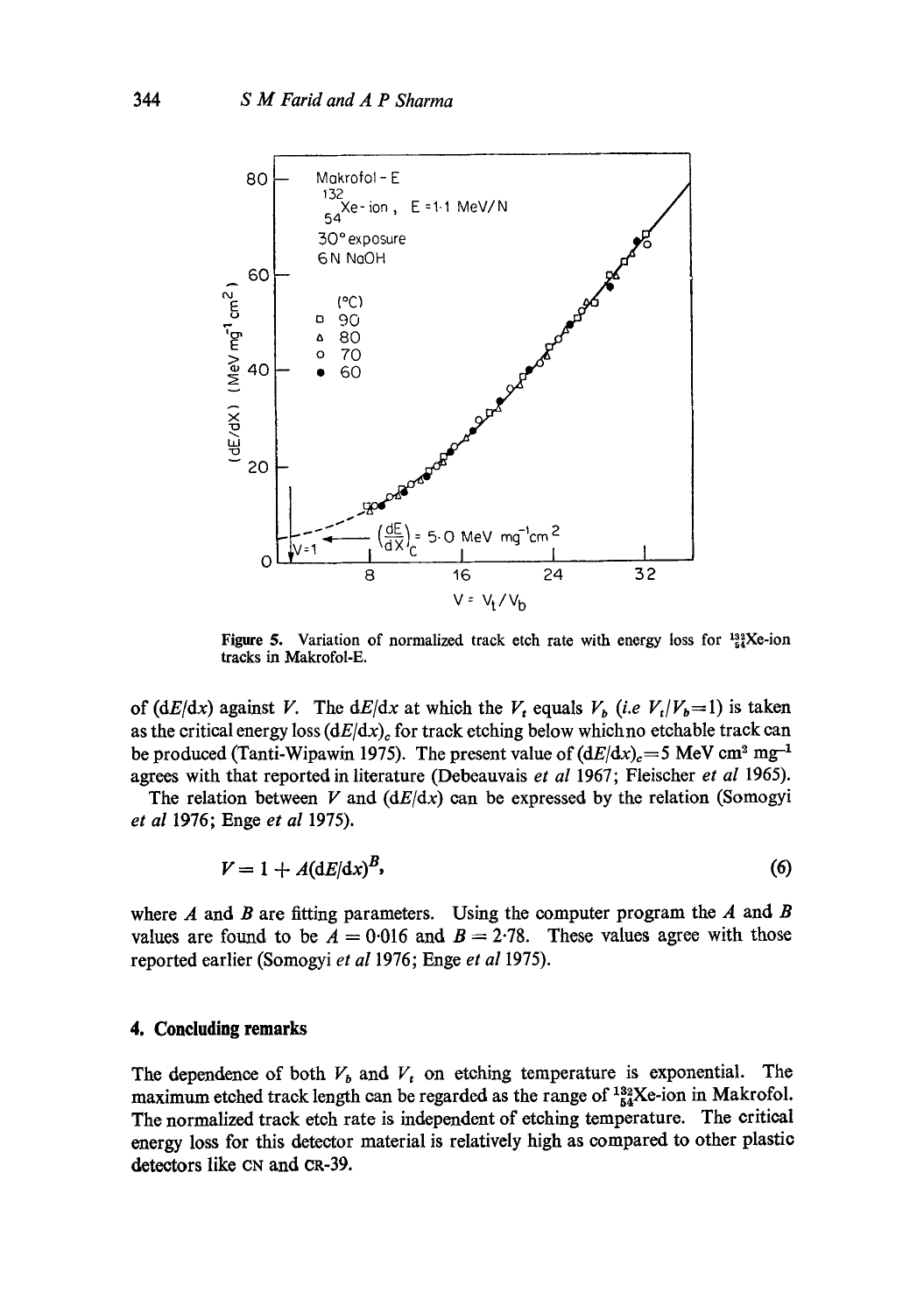**Figure 5.** Variation of normalized track etch rate with energy loss for $^{132}_{54}$Xe-ion tracks in Makrofol-E.

of $(dE/dx)$ against $V$. The $dE/dx$ at which the $V_t$ equals $V_b$ (*i.e* $V_t/V_b = 1$) is taken as the critical energy loss $(dE/dx)_c$ for track etching below which no etchable track can be produced (Tanti-Wipawin 1975). The present value of $(dE/dx)_c = 5$ MeV cm$^2$ mg$^{-1}$ agrees with that reported in literature (Debeauvais *et al* 1967; Fleischer *et al* 1965).

The relation between $V$ and $(dE/dx)$ can be expressed by the relation (Somogyi *et al* 1976; Enge *et al* 1975).

$$V = 1 + A(dE/dx)^B, \tag{6}$$

where $A$ and $B$ are fitting parameters. Using the computer program the $A$ and $B$ values are found to be $A = 0{\cdot}016$ and $B = 2{\cdot}78$. These values agree with those reported earlier (Somogyi *et al* 1976; Enge *et al* 1975).

## 4. Concluding remarks

The dependence of both $V_b$ and $V_t$ on etching temperature is exponential. The maximum etched track length can be regarded as the range of $^{132}_{54}$Xe-ion in Makrofol. The normalized track etch rate is independent of etching temperature. The critical energy loss for this detector material is relatively high as compared to other plastic detectors like CN and CR-39.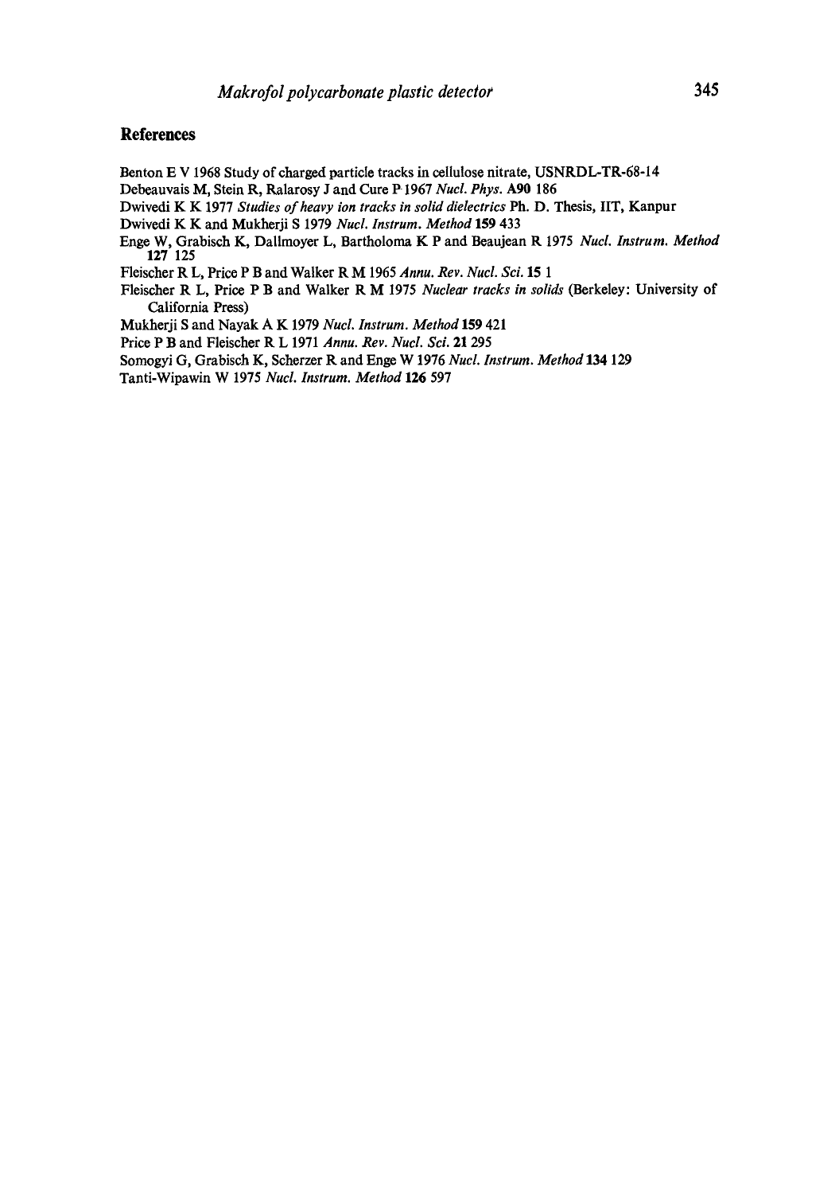## References

Benton E V 1968 Study of charged particle tracks in cellulose nitrate, USNRDL-TR-68-14

Debeauvais M, Stein R, Ralarosy J and Cure P 1967 *Nucl. Phys.* **A90** 186

Dwivedi K K 1977 *Studies of heavy ion tracks in solid dielectrics* Ph. D. Thesis, IIT, Kanpur

Dwivedi K K and Mukherji S 1979 *Nucl. Instrum. Method* **159** 433

Enge W, Grabisch K, Dallmoyer L, Bartholoma K P and Beaujean R 1975 *Nucl. Instrum. Method* **127** 125

Fleischer R L, Price P B and Walker R M 1965 *Annu. Rev. Nucl. Sci.* **15** 1

Fleischer R L, Price P B and Walker R M 1975 *Nuclear tracks in solids* (Berkeley: University of California Press)

Mukherji S and Nayak A K 1979 *Nucl. Instrum. Method* **159** 421

Price P B and Fleischer R L 1971 *Annu. Rev. Nucl. Sci.* **21** 295

Somogyi G, Grabisch K, Scherzer R and Enge W 1976 *Nucl. Instrum. Method* **134** 129

Tanti-Wipawin W 1975 *Nucl. Instrum. Method* **126** 597